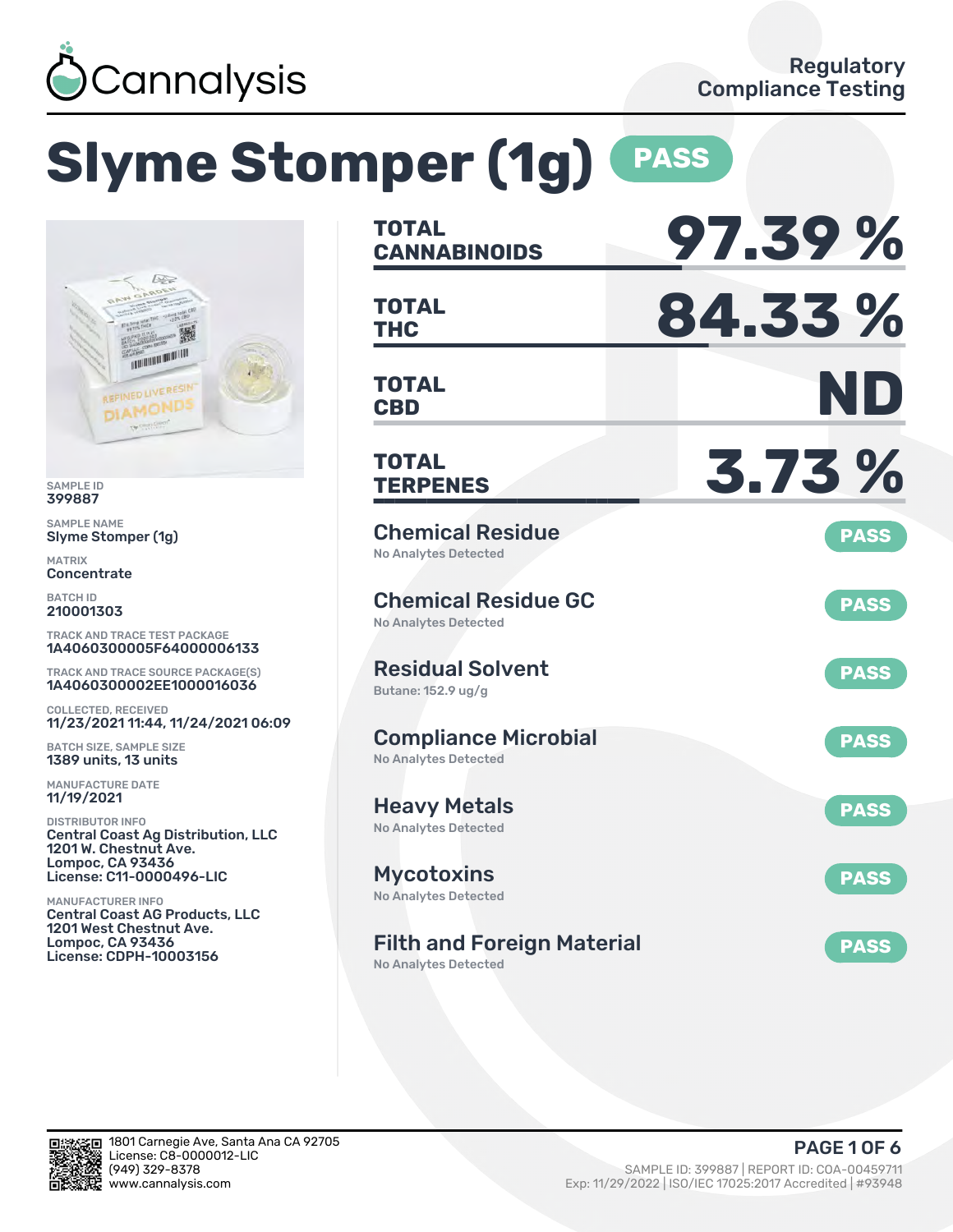Cannalysis

Regulatory Compliance Testing

# Slyme Stomper (1g) PASS

SAMPLE ID
399887

SAMPLE NAME
Slyme Stomper (1g)

MATRIX
Concentrate

BATCH ID
210001303

TRACK AND TRACE TEST PACKAGE
1A4060300005F64000006133

TRACK AND TRACE SOURCE PACKAGE(S)
1A4060300002EE1000016036

COLLECTED, RECEIVED
11/23/2021 11:44, 11/24/2021 06:09

BATCH SIZE, SAMPLE SIZE
1389 units, 13 units

MANUFACTURE DATE
11/19/2021

DISTRIBUTOR INFO
Central Coast Ag Distribution, LLC
1201 W. Chestnut Ave.
Lompoc, CA 93436
License: C11-0000496-LIC

MANUFACTURER INFO
Central Coast AG Products, LLC
1201 West Chestnut Ave.
Lompoc, CA 93436
License: CDPH-10003156

| | |
|---|---|
| **TOTAL CANNABINOIDS** | **97.39 %** |
| **TOTAL THC** | **84.33 %** |
| **TOTAL CBD** | **ND** |
| **TOTAL TERPENES** | **3.73 %** |

## Chemical Residue — PASS
No Analytes Detected

## Chemical Residue GC — PASS
No Analytes Detected

## Residual Solvent — PASS
Butane: 152.9 ug/g

## Compliance Microbial — PASS
No Analytes Detected

## Heavy Metals — PASS
No Analytes Detected

## Mycotoxins — PASS
No Analytes Detected

## Filth and Foreign Material — PASS
No Analytes Detected

1801 Carnegie Ave, Santa Ana CA 92705
License: C8-0000012-LIC
(949) 329-8378
www.cannalysis.com

SAMPLE ID: 399887 | REPORT ID: COA-00459711
Exp: 11/29/2022 | ISO/IEC 17025:2017 Accredited | #93948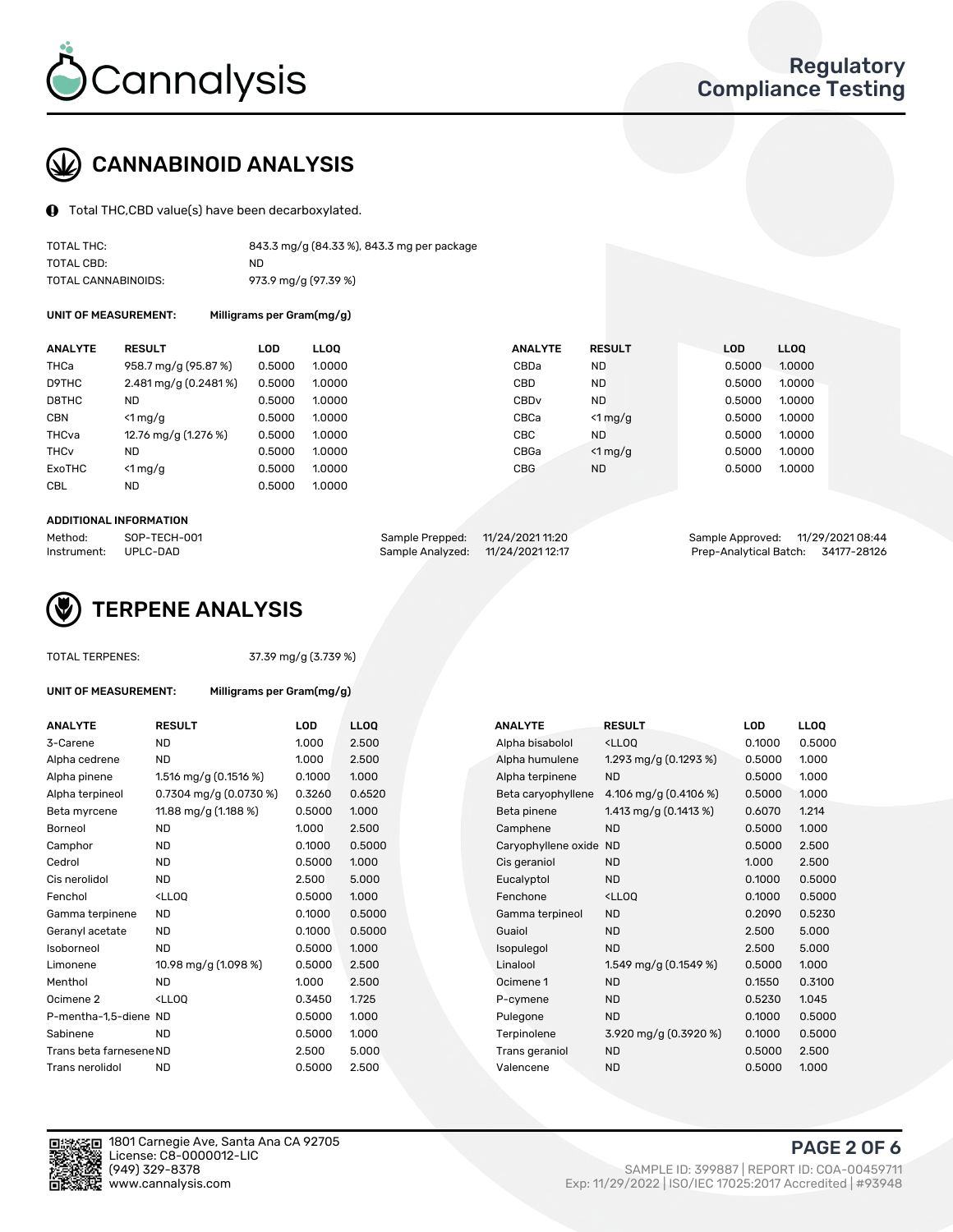# Cannalysis

## Regulatory Compliance Testing

## CANNABINOID ANALYSIS

Total THC,CBD value(s) have been decarboxylated.

| | |
|---|---|
| TOTAL THC: | 843.3 mg/g (84.33 %), 843.3 mg per package |
| TOTAL CBD: | ND |
| TOTAL CANNABINOIDS: | 973.9 mg/g (97.39 %) |

**UNIT OF MEASUREMENT:** Milligrams per Gram(mg/g)

| ANALYTE | RESULT | LOD | LLOQ | ANALYTE | RESULT | LOD | LLOQ |
|---|---|---|---|---|---|---|---|
| THCa | 958.7 mg/g (95.87 %) | 0.5000 | 1.0000 | CBDa | ND | 0.5000 | 1.0000 |
| D9THC | 2.481 mg/g (0.2481 %) | 0.5000 | 1.0000 | CBD | ND | 0.5000 | 1.0000 |
| D8THC | ND | 0.5000 | 1.0000 | CBDv | ND | 0.5000 | 1.0000 |
| CBN | <1 mg/g | 0.5000 | 1.0000 | CBCa | <1 mg/g | 0.5000 | 1.0000 |
| THCva | 12.76 mg/g (1.276 %) | 0.5000 | 1.0000 | CBC | ND | 0.5000 | 1.0000 |
| THCv | ND | 0.5000 | 1.0000 | CBGa | <1 mg/g | 0.5000 | 1.0000 |
| ExoTHC | <1 mg/g | 0.5000 | 1.0000 | CBG | ND | 0.5000 | 1.0000 |
| CBL | ND | 0.5000 | 1.0000 | | | | |

**ADDITIONAL INFORMATION**

| | | | | | |
|---|---|---|---|---|---|
| Method: | SOP-TECH-001 | Sample Prepped: | 11/24/2021 11:20 | Sample Approved: | 11/29/2021 08:44 |
| Instrument: | UPLC-DAD | Sample Analyzed: | 11/24/2021 12:17 | Prep-Analytical Batch: | 34177-28126 |

## TERPENE ANALYSIS

TOTAL TERPENES: 37.39 mg/g (3.739 %)

**UNIT OF MEASUREMENT:** Milligrams per Gram(mg/g)

| ANALYTE | RESULT | LOD | LLOQ | ANALYTE | RESULT | LOD | LLOQ |
|---|---|---|---|---|---|---|---|
| 3-Carene | ND | 1.000 | 2.500 | Alpha bisabolol | <LLOQ | 0.1000 | 0.5000 |
| Alpha cedrene | ND | 1.000 | 2.500 | Alpha humulene | 1.293 mg/g (0.1293 %) | 0.5000 | 1.000 |
| Alpha pinene | 1.516 mg/g (0.1516 %) | 0.1000 | 1.000 | Alpha terpinene | ND | 0.5000 | 1.000 |
| Alpha terpineol | 0.7304 mg/g (0.0730 %) | 0.3260 | 0.6520 | Beta caryophyllene | 4.106 mg/g (0.4106 %) | 0.5000 | 1.000 |
| Beta myrcene | 11.88 mg/g (1.188 %) | 0.5000 | 1.000 | Beta pinene | 1.413 mg/g (0.1413 %) | 0.6070 | 1.214 |
| Borneol | ND | 1.000 | 2.500 | Camphene | ND | 0.5000 | 1.000 |
| Camphor | ND | 0.1000 | 0.5000 | Caryophyllene oxide | ND | 0.5000 | 2.500 |
| Cedrol | ND | 0.5000 | 1.000 | Cis geraniol | ND | 1.000 | 2.500 |
| Cis nerolidol | ND | 2.500 | 5.000 | Eucalyptol | ND | 0.1000 | 0.5000 |
| Fenchol | <LLOQ | 0.5000 | 1.000 | Fenchone | <LLOQ | 0.1000 | 0.5000 |
| Gamma terpinene | ND | 0.1000 | 0.5000 | Gamma terpineol | ND | 0.2090 | 0.5230 |
| Geranyl acetate | ND | 0.1000 | 0.5000 | Guaiol | ND | 2.500 | 5.000 |
| Isoborneol | ND | 0.5000 | 1.000 | Isopulegol | ND | 2.500 | 5.000 |
| Limonene | 10.98 mg/g (1.098 %) | 0.5000 | 2.500 | Linalool | 1.549 mg/g (0.1549 %) | 0.5000 | 1.000 |
| Menthol | ND | 1.000 | 2.500 | Ocimene 1 | ND | 0.1550 | 0.3100 |
| Ocimene 2 | <LLOQ | 0.3450 | 1.725 | P-cymene | ND | 0.5230 | 1.045 |
| P-mentha-1,5-diene | ND | 0.5000 | 1.000 | Pulegone | ND | 0.1000 | 0.5000 |
| Sabinene | ND | 0.5000 | 1.000 | Terpinolene | 3.920 mg/g (0.3920 %) | 0.1000 | 0.5000 |
| Trans beta farnesene | ND | 2.500 | 5.000 | Trans geraniol | ND | 0.5000 | 2.500 |
| Trans nerolidol | ND | 0.5000 | 2.500 | Valencene | ND | 0.5000 | 1.000 |

1801 Carnegie Ave, Santa Ana CA 92705
License: C8-0000012-LIC
(949) 329-8378
www.cannalysis.com

SAMPLE ID: 399887 | REPORT ID: COA-00459711
Exp: 11/29/2022 | ISO/IEC 17025:2017 Accredited | #93948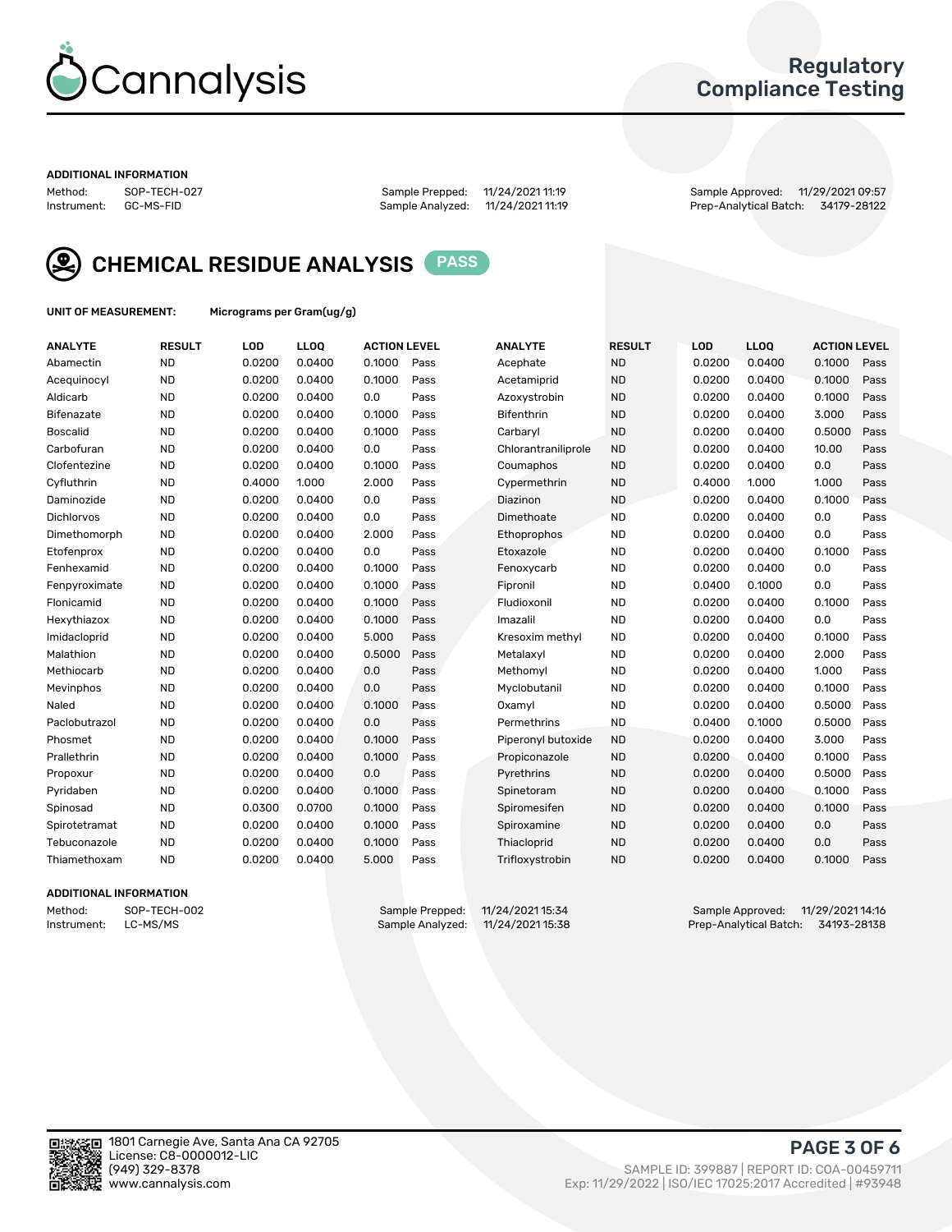# Cannalysis

## Regulatory Compliance Testing

**ADDITIONAL INFORMATION**

| | | | | | |
|---|---|---|---|---|---|
| Method: | SOP-TECH-027 | Sample Prepped: | 11/24/2021 11:19 | Sample Approved: | 11/29/2021 09:57 |
| Instrument: | GC-MS-FID | Sample Analyzed: | 11/24/2021 11:19 | Prep-Analytical Batch: | 34179-28122 |

## CHEMICAL RESIDUE ANALYSIS PASS

**UNIT OF MEASUREMENT:** Micrograms per Gram(ug/g)

| ANALYTE | RESULT | LOD | LLOQ | ACTION LEVEL | | ANALYTE | RESULT | LOD | LLOQ | ACTION LEVEL | |
|---|---|---|---|---|---|---|---|---|---|---|---|
| Abamectin | ND | 0.0200 | 0.0400 | 0.1000 | Pass | Acephate | ND | 0.0200 | 0.0400 | 0.1000 | Pass |
| Acequinocyl | ND | 0.0200 | 0.0400 | 0.1000 | Pass | Acetamiprid | ND | 0.0200 | 0.0400 | 0.1000 | Pass |
| Aldicarb | ND | 0.0200 | 0.0400 | 0.0 | Pass | Azoxystrobin | ND | 0.0200 | 0.0400 | 0.1000 | Pass |
| Bifenazate | ND | 0.0200 | 0.0400 | 0.1000 | Pass | Bifenthrin | ND | 0.0200 | 0.0400 | 3.000 | Pass |
| Boscalid | ND | 0.0200 | 0.0400 | 0.1000 | Pass | Carbaryl | ND | 0.0200 | 0.0400 | 0.5000 | Pass |
| Carbofuran | ND | 0.0200 | 0.0400 | 0.0 | Pass | Chlorantraniliprole | ND | 0.0200 | 0.0400 | 10.00 | Pass |
| Clofentezine | ND | 0.0200 | 0.0400 | 0.1000 | Pass | Coumaphos | ND | 0.0200 | 0.0400 | 0.0 | Pass |
| Cyfluthrin | ND | 0.4000 | 1.000 | 2.000 | Pass | Cypermethrin | ND | 0.4000 | 1.000 | 1.000 | Pass |
| Daminozide | ND | 0.0200 | 0.0400 | 0.0 | Pass | Diazinon | ND | 0.0200 | 0.0400 | 0.1000 | Pass |
| Dichlorvos | ND | 0.0200 | 0.0400 | 0.0 | Pass | Dimethoate | ND | 0.0200 | 0.0400 | 0.0 | Pass |
| Dimethomorph | ND | 0.0200 | 0.0400 | 2.000 | Pass | Ethoprophos | ND | 0.0200 | 0.0400 | 0.0 | Pass |
| Etofenprox | ND | 0.0200 | 0.0400 | 0.0 | Pass | Etoxazole | ND | 0.0200 | 0.0400 | 0.1000 | Pass |
| Fenhexamid | ND | 0.0200 | 0.0400 | 0.1000 | Pass | Fenoxycarb | ND | 0.0200 | 0.0400 | 0.0 | Pass |
| Fenpyroximate | ND | 0.0200 | 0.0400 | 0.1000 | Pass | Fipronil | ND | 0.0400 | 0.1000 | 0.0 | Pass |
| Flonicamid | ND | 0.0200 | 0.0400 | 0.1000 | Pass | Fludioxonil | ND | 0.0200 | 0.0400 | 0.1000 | Pass |
| Hexythiazox | ND | 0.0200 | 0.0400 | 0.1000 | Pass | Imazalil | ND | 0.0200 | 0.0400 | 0.0 | Pass |
| Imidacloprid | ND | 0.0200 | 0.0400 | 5.000 | Pass | Kresoxim methyl | ND | 0.0200 | 0.0400 | 0.1000 | Pass |
| Malathion | ND | 0.0200 | 0.0400 | 0.5000 | Pass | Metalaxyl | ND | 0.0200 | 0.0400 | 2.000 | Pass |
| Methiocarb | ND | 0.0200 | 0.0400 | 0.0 | Pass | Methomyl | ND | 0.0200 | 0.0400 | 1.000 | Pass |
| Mevinphos | ND | 0.0200 | 0.0400 | 0.0 | Pass | Myclobutanil | ND | 0.0200 | 0.0400 | 0.1000 | Pass |
| Naled | ND | 0.0200 | 0.0400 | 0.1000 | Pass | Oxamyl | ND | 0.0200 | 0.0400 | 0.5000 | Pass |
| Paclobutrazol | ND | 0.0200 | 0.0400 | 0.0 | Pass | Permethrins | ND | 0.0400 | 0.1000 | 0.5000 | Pass |
| Phosmet | ND | 0.0200 | 0.0400 | 0.1000 | Pass | Piperonyl butoxide | ND | 0.0200 | 0.0400 | 3.000 | Pass |
| Prallethrin | ND | 0.0200 | 0.0400 | 0.1000 | Pass | Propiconazole | ND | 0.0200 | 0.0400 | 0.1000 | Pass |
| Propoxur | ND | 0.0200 | 0.0400 | 0.0 | Pass | Pyrethrins | ND | 0.0200 | 0.0400 | 0.5000 | Pass |
| Pyridaben | ND | 0.0200 | 0.0400 | 0.1000 | Pass | Spinetoram | ND | 0.0200 | 0.0400 | 0.1000 | Pass |
| Spinosad | ND | 0.0300 | 0.0700 | 0.1000 | Pass | Spiromesifen | ND | 0.0200 | 0.0400 | 0.1000 | Pass |
| Spirotetramat | ND | 0.0200 | 0.0400 | 0.1000 | Pass | Spiroxamine | ND | 0.0200 | 0.0400 | 0.0 | Pass |
| Tebuconazole | ND | 0.0200 | 0.0400 | 0.1000 | Pass | Thiacloprid | ND | 0.0200 | 0.0400 | 0.0 | Pass |
| Thiamethoxam | ND | 0.0200 | 0.0400 | 5.000 | Pass | Trifloxystrobin | ND | 0.0200 | 0.0400 | 0.1000 | Pass |

**ADDITIONAL INFORMATION**

| | | | | | |
|---|---|---|---|---|---|
| Method: | SOP-TECH-002 | Sample Prepped: | 11/24/2021 15:34 | Sample Approved: | 11/29/2021 14:16 |
| Instrument: | LC-MS/MS | Sample Analyzed: | 11/24/2021 15:38 | Prep-Analytical Batch: | 34193-28138 |

1801 Carnegie Ave, Santa Ana CA 92705
License: C8-0000012-LIC
(949) 329-8378
www.cannalysis.com

SAMPLE ID: 399887 | REPORT ID: COA-00459711
Exp: 11/29/2022 | ISO/IEC 17025:2017 Accredited | #93948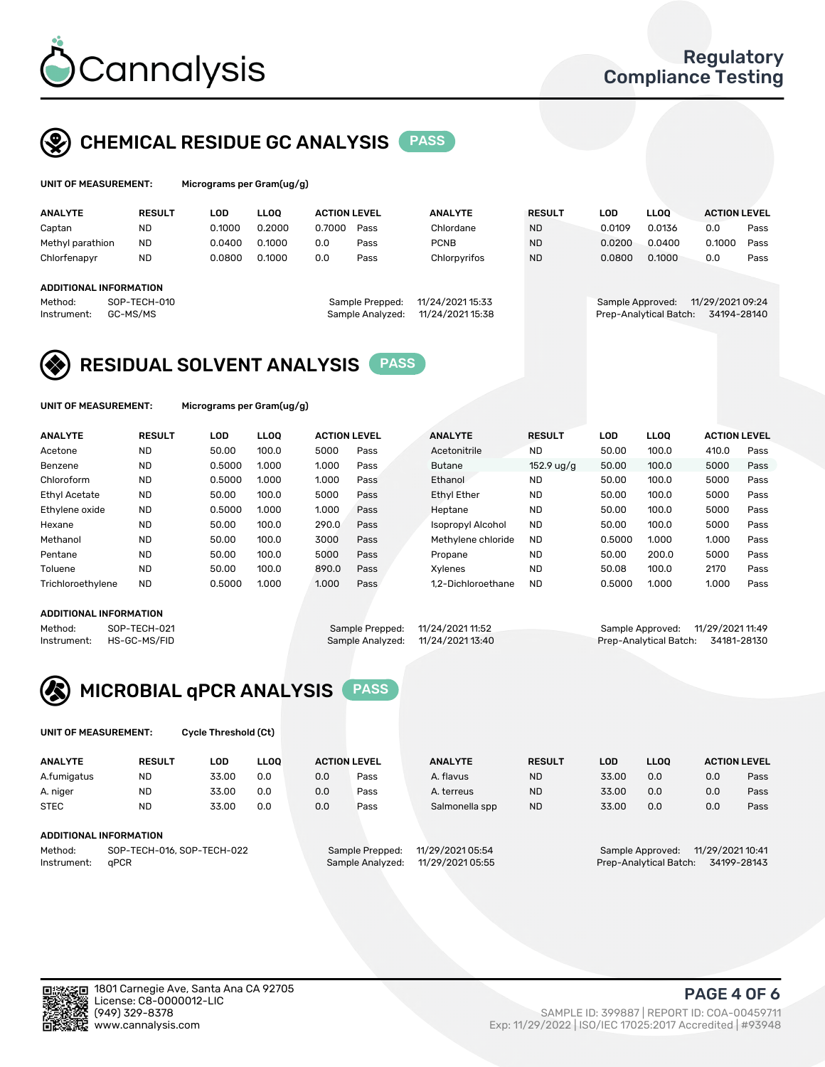Cannalysis

Regulatory Compliance Testing

## CHEMICAL RESIDUE GC ANALYSIS PASS

**UNIT OF MEASUREMENT:** Micrograms per Gram(ug/g)

| ANALYTE | RESULT | LOD | LLOQ | ACTION LEVEL | | ANALYTE | RESULT | LOD | LLOQ | ACTION LEVEL | |
|---|---|---|---|---|---|---|---|---|---|---|---|
| Captan | ND | 0.1000 | 0.2000 | 0.7000 | Pass | Chlordane | ND | 0.0109 | 0.0136 | 0.0 | Pass |
| Methyl parathion | ND | 0.0400 | 0.1000 | 0.0 | Pass | PCNB | ND | 0.0200 | 0.0400 | 0.1000 | Pass |
| Chlorfenapyr | ND | 0.0800 | 0.1000 | 0.0 | Pass | Chlorpyrifos | ND | 0.0800 | 0.1000 | 0.0 | Pass |

**ADDITIONAL INFORMATION**

Method: SOP-TECH-010
Instrument: GC-MS/MS
Sample Prepped: 11/24/2021 15:33
Sample Analyzed: 11/24/2021 15:38
Sample Approved: 11/29/2021 09:24
Prep-Analytical Batch: 34194-28140

## RESIDUAL SOLVENT ANALYSIS PASS

**UNIT OF MEASUREMENT:** Micrograms per Gram(ug/g)

| ANALYTE | RESULT | LOD | LLOQ | ACTION LEVEL | | ANALYTE | RESULT | LOD | LLOQ | ACTION LEVEL | |
|---|---|---|---|---|---|---|---|---|---|---|---|
| Acetone | ND | 50.00 | 100.0 | 5000 | Pass | Acetonitrile | ND | 50.00 | 100.0 | 410.0 | Pass |
| Benzene | ND | 0.5000 | 1.000 | 1.000 | Pass | Butane | 152.9 ug/g | 50.00 | 100.0 | 5000 | Pass |
| Chloroform | ND | 0.5000 | 1.000 | 1.000 | Pass | Ethanol | ND | 50.00 | 100.0 | 5000 | Pass |
| Ethyl Acetate | ND | 50.00 | 100.0 | 5000 | Pass | Ethyl Ether | ND | 50.00 | 100.0 | 5000 | Pass |
| Ethylene oxide | ND | 0.5000 | 1.000 | 1.000 | Pass | Heptane | ND | 50.00 | 100.0 | 5000 | Pass |
| Hexane | ND | 50.00 | 100.0 | 290.0 | Pass | Isopropyl Alcohol | ND | 50.00 | 100.0 | 5000 | Pass |
| Methanol | ND | 50.00 | 100.0 | 3000 | Pass | Methylene chloride | ND | 0.5000 | 1.000 | 1.000 | Pass |
| Pentane | ND | 50.00 | 100.0 | 5000 | Pass | Propane | ND | 50.00 | 200.0 | 5000 | Pass |
| Toluene | ND | 50.00 | 100.0 | 890.0 | Pass | Xylenes | ND | 50.08 | 100.0 | 2170 | Pass |
| Trichloroethylene | ND | 0.5000 | 1.000 | 1.000 | Pass | 1,2-Dichloroethane | ND | 0.5000 | 1.000 | 1.000 | Pass |

**ADDITIONAL INFORMATION**

Method: SOP-TECH-021
Instrument: HS-GC-MS/FID
Sample Prepped: 11/24/2021 11:52
Sample Analyzed: 11/24/2021 13:40
Sample Approved: 11/29/2021 11:49
Prep-Analytical Batch: 34181-28130

## MICROBIAL qPCR ANALYSIS PASS

**UNIT OF MEASUREMENT:** Cycle Threshold (Ct)

| ANALYTE | RESULT | LOD | LLOQ | ACTION LEVEL | | ANALYTE | RESULT | LOD | LLOQ | ACTION LEVEL | |
|---|---|---|---|---|---|---|---|---|---|---|---|
| A.fumigatus | ND | 33.00 | 0.0 | 0.0 | Pass | A. flavus | ND | 33.00 | 0.0 | 0.0 | Pass |
| A. niger | ND | 33.00 | 0.0 | 0.0 | Pass | A. terreus | ND | 33.00 | 0.0 | 0.0 | Pass |
| STEC | ND | 33.00 | 0.0 | 0.0 | Pass | Salmonella spp | ND | 33.00 | 0.0 | 0.0 | Pass |

**ADDITIONAL INFORMATION**

Method: SOP-TECH-016, SOP-TECH-022
Instrument: qPCR
Sample Prepped: 11/29/2021 05:54
Sample Analyzed: 11/29/2021 05:55
Sample Approved: 11/29/2021 10:41
Prep-Analytical Batch: 34199-28143

1801 Carnegie Ave, Santa Ana CA 92705
License: C8-0000012-LIC
(949) 329-8378
www.cannalysis.com

SAMPLE ID: 399887 | REPORT ID: COA-00459711
Exp: 11/29/2022 | ISO/IEC 17025:2017 Accredited | #93948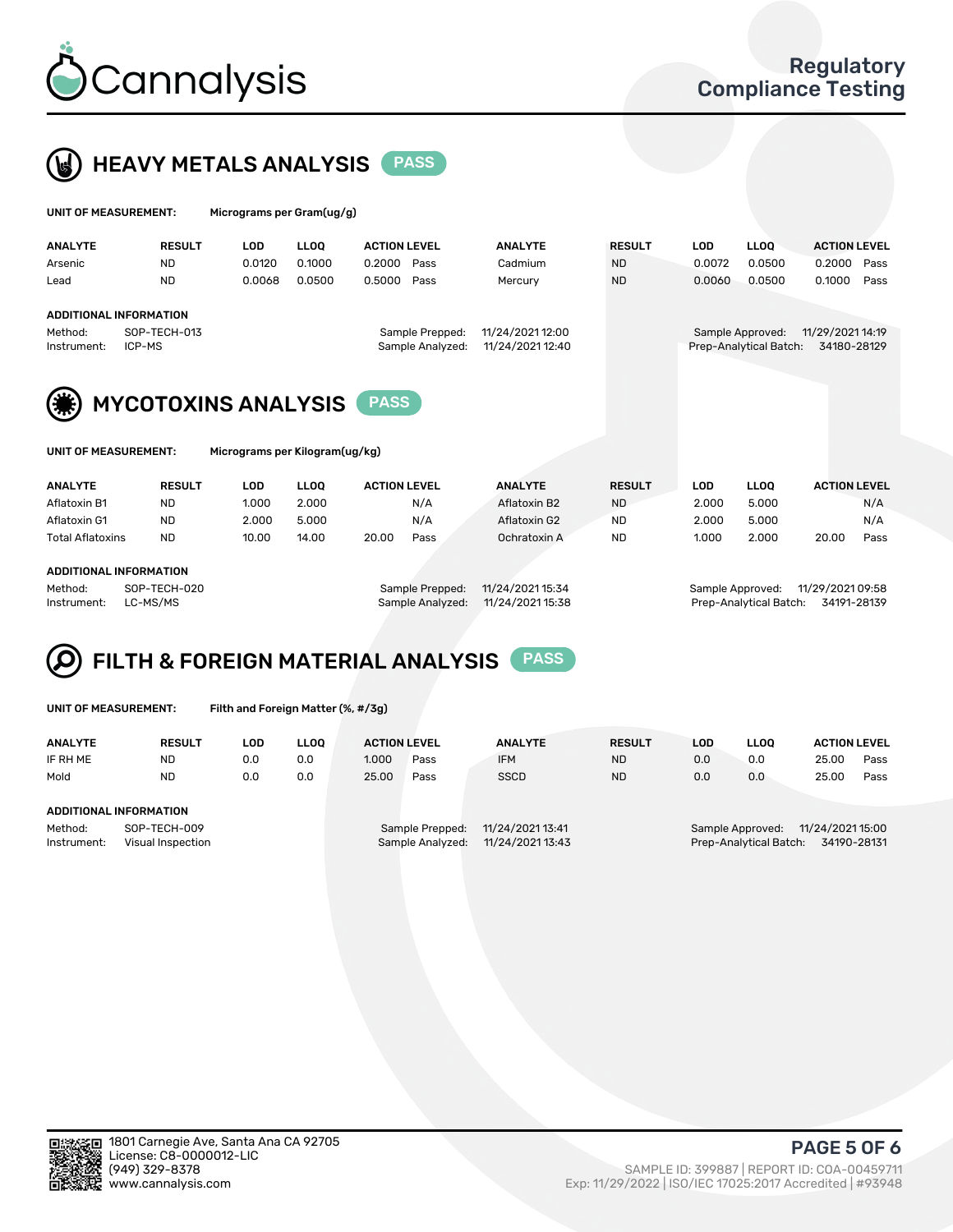Cannalysis

Regulatory Compliance Testing

## HEAVY METALS ANALYSIS PASS

**UNIT OF MEASUREMENT:** Micrograms per Gram(ug/g)

| ANALYTE | RESULT | LOD | LLOQ | ACTION LEVEL | | ANALYTE | RESULT | LOD | LLOQ | ACTION LEVEL | |
|---|---|---|---|---|---|---|---|---|---|---|---|
| Arsenic | ND | 0.0120 | 0.1000 | 0.2000 | Pass | Cadmium | ND | 0.0072 | 0.0500 | 0.2000 | Pass |
| Lead | ND | 0.0068 | 0.0500 | 0.5000 | Pass | Mercury | ND | 0.0060 | 0.0500 | 0.1000 | Pass |

**ADDITIONAL INFORMATION**

Method: SOP-TECH-013
Instrument: ICP-MS
Sample Prepped: 11/24/2021 12:00
Sample Analyzed: 11/24/2021 12:40
Sample Approved: 11/29/2021 14:19
Prep-Analytical Batch: 34180-28129

## MYCOTOXINS ANALYSIS PASS

**UNIT OF MEASUREMENT:** Micrograms per Kilogram(ug/kg)

| ANALYTE | RESULT | LOD | LLOQ | ACTION LEVEL | | ANALYTE | RESULT | LOD | LLOQ | ACTION LEVEL | |
|---|---|---|---|---|---|---|---|---|---|---|---|
| Aflatoxin B1 | ND | 1.000 | 2.000 | | N/A | Aflatoxin B2 | ND | 2.000 | 5.000 | | N/A |
| Aflatoxin G1 | ND | 2.000 | 5.000 | | N/A | Aflatoxin G2 | ND | 2.000 | 5.000 | | N/A |
| Total Aflatoxins | ND | 10.00 | 14.00 | 20.00 | Pass | Ochratoxin A | ND | 1.000 | 2.000 | 20.00 | Pass |

**ADDITIONAL INFORMATION**

Method: SOP-TECH-020
Instrument: LC-MS/MS
Sample Prepped: 11/24/2021 15:34
Sample Analyzed: 11/24/2021 15:38
Sample Approved: 11/29/2021 09:58
Prep-Analytical Batch: 34191-28139

## FILTH & FOREIGN MATERIAL ANALYSIS PASS

**UNIT OF MEASUREMENT:** Filth and Foreign Matter (%, #/3g)

| ANALYTE | RESULT | LOD | LLOQ | ACTION LEVEL | | ANALYTE | RESULT | LOD | LLOQ | ACTION LEVEL | |
|---|---|---|---|---|---|---|---|---|---|---|---|
| IF RH ME | ND | 0.0 | 0.0 | 1.000 | Pass | IFM | ND | 0.0 | 0.0 | 25.00 | Pass |
| Mold | ND | 0.0 | 0.0 | 25.00 | Pass | SSCD | ND | 0.0 | 0.0 | 25.00 | Pass |

**ADDITIONAL INFORMATION**

Method: SOP-TECH-009
Instrument: Visual Inspection
Sample Prepped: 11/24/2021 13:41
Sample Analyzed: 11/24/2021 13:43
Sample Approved: 11/24/2021 15:00
Prep-Analytical Batch: 34190-28131

1801 Carnegie Ave, Santa Ana CA 92705
License: C8-0000012-LIC
(949) 329-8378
www.cannalysis.com

SAMPLE ID: 399887 | REPORT ID: COA-00459711
Exp: 11/29/2022 | ISO/IEC 17025:2017 Accredited | #93948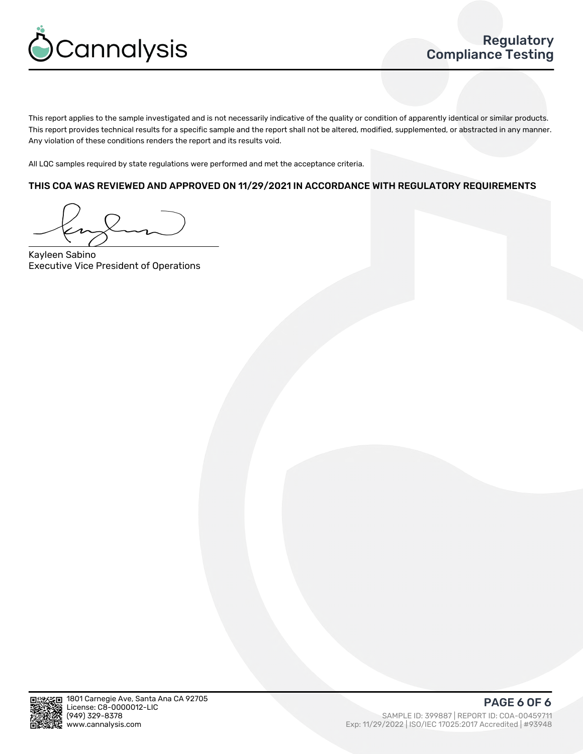This report applies to the sample investigated and is not necessarily indicative of the quality or condition of apparently identical or similar products. This report provides technical results for a specific sample and the report shall not be altered, modified, supplemented, or abstracted in any manner. Any violation of these conditions renders the report and its results void.

All LQC samples required by state regulations were performed and met the acceptance criteria.

**THIS COA WAS REVIEWED AND APPROVED ON 11/29/2021 IN ACCORDANCE WITH REGULATORY REQUIREMENTS**

Kayleen Sabino
Executive Vice President of Operations